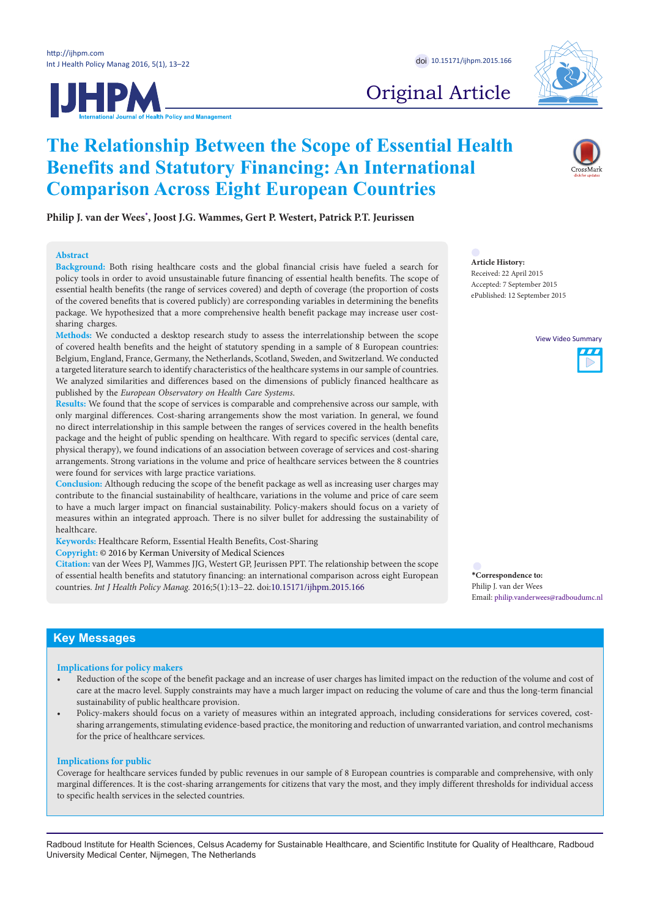Original Article

# The Relationship Between the Scope of Essential Health Benefits and Statutory Financing: An International Comparison Across Eight European Countries

**Philip J. van der Wees[*], Joost J.G. Wammes, Gert P. Westert, Patrick P.T. Jeurissen**

## Abstract

**Background:** Both rising healthcare costs and the global financial crisis have fueled a search for policy tools in order to avoid unsustainable future financing of essential health benefits. The scope of essential health benefits (the range of services covered) and depth of coverage (the proportion of costs of the covered benefits that is covered publicly) are corresponding variables in determining the benefits package. We hypothesized that a more comprehensive health benefit package may increase user cost-sharing charges.

**Methods:** We conducted a desktop research study to assess the interrelationship between the scope of covered health benefits and the height of statutory spending in a sample of 8 European countries: Belgium, England, France, Germany, the Netherlands, Scotland, Sweden, and Switzerland. We conducted a targeted literature search to identify characteristics of the healthcare systems in our sample of countries. We analyzed similarities and differences based on the dimensions of publicly financed healthcare as published by the *European Observatory on Health Care Systems*.

**Results:** We found that the scope of services is comparable and comprehensive across our sample, with only marginal differences. Cost-sharing arrangements show the most variation. In general, we found no direct interrelationship in this sample between the ranges of services covered in the health benefits package and the height of public spending on healthcare. With regard to specific services (dental care, physical therapy), we found indications of an association between coverage of services and cost-sharing arrangements. Strong variations in the volume and price of healthcare services between the 8 countries were found for services with large practice variations.

**Conclusion:** Although reducing the scope of the benefit package as well as increasing user charges may contribute to the financial sustainability of healthcare, variations in the volume and price of care seem to have a much larger impact on financial sustainability. Policy-makers should focus on a variety of measures within an integrated approach. There is no silver bullet for addressing the sustainability of healthcare.

**Keywords:** Healthcare Reform, Essential Health Benefits, Cost-Sharing

**Copyright:** © 2016 by Kerman University of Medical Sciences

**Citation:** van der Wees PJ, Wammes JJG, Westert GP, Jeurissen PPT. The relationship between the scope of essential health benefits and statutory financing: an international comparison across eight European countries. *Int J Health Policy Manag.* 2016;5(1):13–22. doi:10.15171/ijhpm.2015.166

**Article History:**
Received: 22 April 2015
Accepted: 7 September 2015
ePublished: 12 September 2015

View Video Summary

**\*Correspondence to:**
Philip J. van der Wees
Email: philip.vanderwees@radboudumc.nl

## Key Messages

### Implications for policy makers

- Reduction of the scope of the benefit package and an increase of user charges has limited impact on the reduction of the volume and cost of care at the macro level. Supply constraints may have a much larger impact on reducing the volume of care and thus the long-term financial sustainability of public healthcare provision.
- Policy-makers should focus on a variety of measures within an integrated approach, including considerations for services covered, cost-sharing arrangements, stimulating evidence-based practice, the monitoring and reduction of unwarranted variation, and control mechanisms for the price of healthcare services.

### Implications for public

Coverage for healthcare services funded by public revenues in our sample of 8 European countries is comparable and comprehensive, with only marginal differences. It is the cost-sharing arrangements for citizens that vary the most, and they imply different thresholds for individual access to specific health services in the selected countries.

Radboud Institute for Health Sciences, Celsus Academy for Sustainable Healthcare, and Scientific Institute for Quality of Healthcare, Radboud University Medical Center, Nijmegen, The Netherlands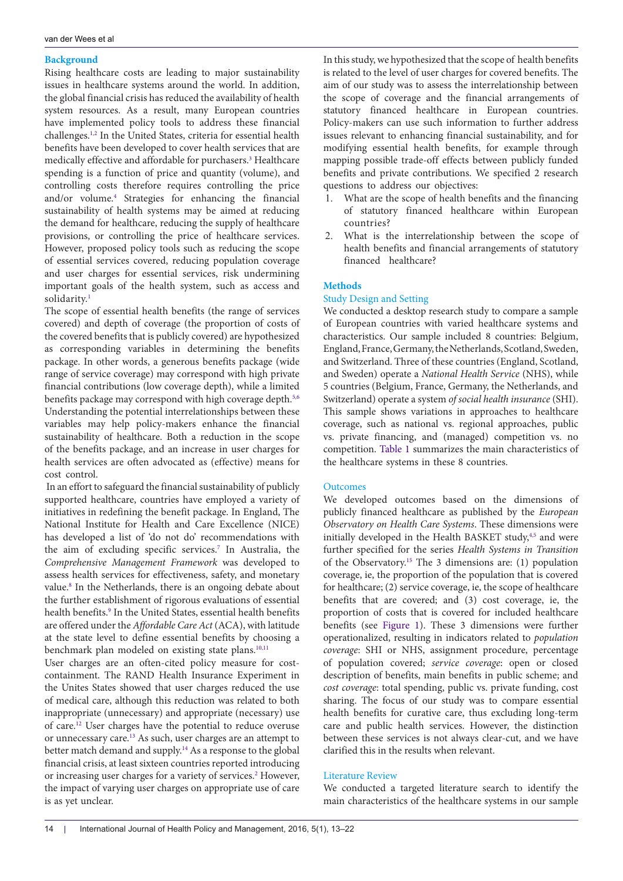## Background

Rising healthcare costs are leading to major sustainability issues in healthcare systems around the world. In addition, the global financial crisis has reduced the availability of health system resources. As a result, many European countries have implemented policy tools to address these financial challenges.[1,2] In the United States, criteria for essential health benefits have been developed to cover health services that are medically effective and affordable for purchasers.[3] Healthcare spending is a function of price and quantity (volume), and controlling costs therefore requires controlling the price and/or volume.[4] Strategies for enhancing the financial sustainability of health systems may be aimed at reducing the demand for healthcare, reducing the supply of healthcare provisions, or controlling the price of healthcare services. However, proposed policy tools such as reducing the scope of essential services covered, reducing population coverage and user charges for essential services, risk undermining important goals of the health system, such as access and solidarity.[1]

The scope of essential health benefits (the range of services covered) and depth of coverage (the proportion of costs of the covered benefits that is publicly covered) are hypothesized as corresponding variables in determining the benefits package. In other words, a generous benefits package (wide range of service coverage) may correspond with high private financial contributions (low coverage depth), while a limited benefits package may correspond with high coverage depth.[5,6] Understanding the potential interrelationships between these variables may help policy-makers enhance the financial sustainability of healthcare. Both a reduction in the scope of the benefits package, and an increase in user charges for health services are often advocated as (effective) means for cost control.

In an effort to safeguard the financial sustainability of publicly supported healthcare, countries have employed a variety of initiatives in redefining the benefit package. In England, The National Institute for Health and Care Excellence (NICE) has developed a list of 'do not do' recommendations with the aim of excluding specific services.[7] In Australia, the *Comprehensive Management Framework* was developed to assess health services for effectiveness, safety, and monetary value.[8] In the Netherlands, there is an ongoing debate about the further establishment of rigorous evaluations of essential health benefits.[9] In the United States, essential health benefits are offered under the *Affordable Care Act* (ACA), with latitude at the state level to define essential benefits by choosing a benchmark plan modeled on existing state plans.[10,11]

User charges are an often-cited policy measure for cost-containment. The RAND Health Insurance Experiment in the Unites States showed that user charges reduced the use of medical care, although this reduction was related to both inappropriate (unnecessary) and appropriate (necessary) use of care.[12] User charges have the potential to reduce overuse or unnecessary care.[13] As such, user charges are an attempt to better match demand and supply.[14] As a response to the global financial crisis, at least sixteen countries reported introducing or increasing user charges for a variety of services.[2] However, the impact of varying user charges on appropriate use of care is as yet unclear.

In this study, we hypothesized that the scope of health benefits is related to the level of user charges for covered benefits. The aim of our study was to assess the interrelationship between the scope of coverage and the financial arrangements of statutory financed healthcare in European countries. Policy-makers can use such information to further address issues relevant to enhancing financial sustainability, and for modifying essential health benefits, for example through mapping possible trade-off effects between publicly funded benefits and private contributions. We specified 2 research questions to address our objectives:

1. What are the scope of health benefits and the financing of statutory financed healthcare within European countries?
2. What is the interrelationship between the scope of health benefits and financial arrangements of statutory financed healthcare?

## Methods

### Study Design and Setting

We conducted a desktop research study to compare a sample of European countries with varied healthcare systems and characteristics. Our sample included 8 countries: Belgium, England, France, Germany, the Netherlands, Scotland, Sweden, and Switzerland. Three of these countries (England, Scotland, and Sweden) operate a *National Health Service* (NHS), while 5 countries (Belgium, France, Germany, the Netherlands, and Switzerland) operate a system *of social health insurance* (SHI). This sample shows variations in approaches to healthcare coverage, such as national vs. regional approaches, public vs. private financing, and (managed) competition vs. no competition. Table 1 summarizes the main characteristics of the healthcare systems in these 8 countries.

### Outcomes

We developed outcomes based on the dimensions of publicly financed healthcare as published by the *European Observatory on Health Care Systems*. These dimensions were initially developed in the Health BASKET study,[4,5] and were further specified for the series *Health Systems in Transition* of the Observatory.[15] The 3 dimensions are: (1) population coverage, ie, the proportion of the population that is covered for healthcare; (2) service coverage, ie, the scope of healthcare benefits that are covered; and (3) cost coverage, ie, the proportion of costs that is covered for included healthcare benefits (see Figure 1). These 3 dimensions were further operationalized, resulting in indicators related to *population coverage*: SHI or NHS, assignment procedure, percentage of population covered; *service coverage*: open or closed description of benefits, main benefits in public scheme; and *cost coverage*: total spending, public vs. private funding, cost sharing. The focus of our study was to compare essential health benefits for curative care, thus excluding long-term care and public health services. However, the distinction between these services is not always clear-cut, and we have clarified this in the results when relevant.

### Literature Review

We conducted a targeted literature search to identify the main characteristics of the healthcare systems in our sample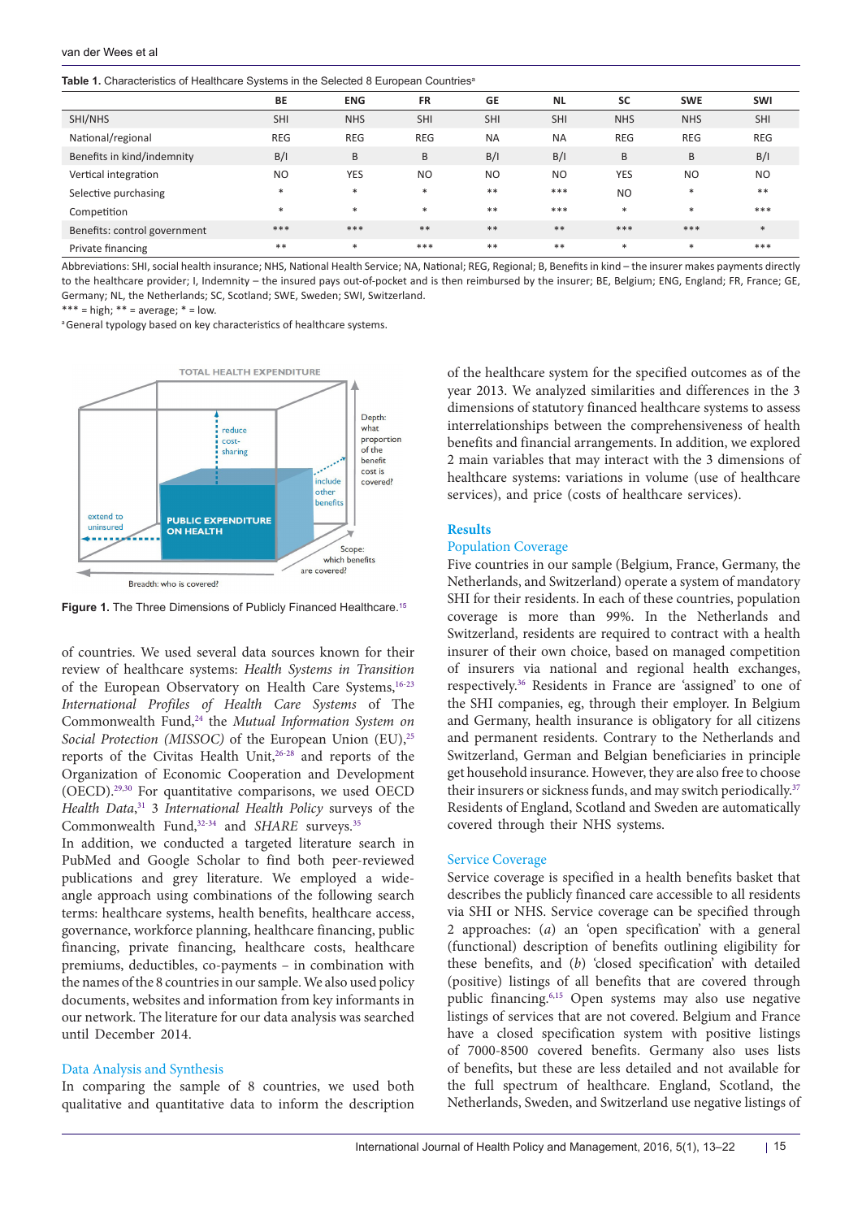**Table 1.** Characteristics of Healthcare Systems in the Selected 8 European Countries[a]

| | BE | ENG | FR | GE | NL | SC | SWE | SWI |
|---|---|---|---|---|---|---|---|---|
| SHI/NHS | SHI | NHS | SHI | SHI | SHI | NHS | NHS | SHI |
| National/regional | REG | REG | REG | NA | NA | REG | REG | REG |
| Benefits in kind/indemnity | B/I | B | B | B/I | B/I | B | B | B/I |
| Vertical integration | NO | YES | NO | NO | NO | YES | NO | NO |
| Selective purchasing | * | * | * | ** | *** | NO | * | ** |
| Competition | * | * | * | ** | *** | * | * | *** |
| Benefits: control government | *** | *** | ** | ** | ** | *** | *** | * |
| Private financing | ** | * | *** | ** | ** | * | * | *** |

Abbreviations: SHI, social health insurance; NHS, National Health Service; NA, National; REG, Regional; B, Benefits in kind – the insurer makes payments directly to the healthcare provider; I, Indemnity – the insured pays out-of-pocket and is then reimbursed by the insurer; BE, Belgium; ENG, England; FR, France; GE, Germany; NL, the Netherlands; SC, Scotland; SWE, Sweden; SWI, Switzerland.
*** = high; ** = average; * = low.
[a] General typology based on key characteristics of healthcare systems.

**Figure 1.** The Three Dimensions of Publicly Financed Healthcare.[15]

of countries. We used several data sources known for their review of healthcare systems: *Health Systems in Transition* of the European Observatory on Health Care Systems,[16-23] *International Profiles of Health Care Systems* of The Commonwealth Fund,[24] the *Mutual Information System on Social Protection (MISSOC)* of the European Union (EU),[25] reports of the Civitas Health Unit,[26-28] and reports of the Organization of Economic Cooperation and Development (OECD).[29,30] For quantitative comparisons, we used OECD *Health Data*,[31] 3 *International Health Policy* surveys of the Commonwealth Fund,[32-34] and *SHARE* surveys.[35] In addition, we conducted a targeted literature search in PubMed and Google Scholar to find both peer-reviewed publications and grey literature. We employed a wide-angle approach using combinations of the following search terms: healthcare systems, health benefits, healthcare access, governance, workforce planning, healthcare financing, public financing, private financing, healthcare costs, healthcare premiums, deductibles, co-payments – in combination with the names of the 8 countries in our sample. We also used policy documents, websites and information from key informants in our network. The literature for our data analysis was searched until December 2014.

### Data Analysis and Synthesis

In comparing the sample of 8 countries, we used both qualitative and quantitative data to inform the description of the healthcare system for the specified outcomes as of the year 2013. We analyzed similarities and differences in the 3 dimensions of statutory financed healthcare systems to assess interrelationships between the comprehensiveness of health benefits and financial arrangements. In addition, we explored 2 main variables that may interact with the 3 dimensions of healthcare systems: variations in volume (use of healthcare services), and price (costs of healthcare services).

## Results

### Population Coverage

Five countries in our sample (Belgium, France, Germany, the Netherlands, and Switzerland) operate a system of mandatory SHI for their residents. In each of these countries, population coverage is more than 99%. In the Netherlands and Switzerland, residents are required to contract with a health insurer of their own choice, based on managed competition of insurers via national and regional health exchanges, respectively.[36] Residents in France are 'assigned' to one of the SHI companies, eg, through their employer. In Belgium and Germany, health insurance is obligatory for all citizens and permanent residents. Contrary to the Netherlands and Switzerland, German and Belgian beneficiaries in principle get household insurance. However, they are also free to choose their insurers or sickness funds, and may switch periodically.[37] Residents of England, Scotland and Sweden are automatically covered through their NHS systems.

### Service Coverage

Service coverage is specified in a health benefits basket that describes the publicly financed care accessible to all residents via SHI or NHS. Service coverage can be specified through 2 approaches: (*a*) an 'open specification' with a general (functional) description of benefits outlining eligibility for these benefits, and (*b*) 'closed specification' with detailed (positive) listings of all benefits that are covered through public financing.[6,15] Open systems may also use negative listings of services that are not covered. Belgium and France have a closed specification system with positive listings of 7000-8500 covered benefits. Germany also uses lists of benefits, but these are less detailed and not available for the full spectrum of healthcare. England, Scotland, the Netherlands, Sweden, and Switzerland use negative listings of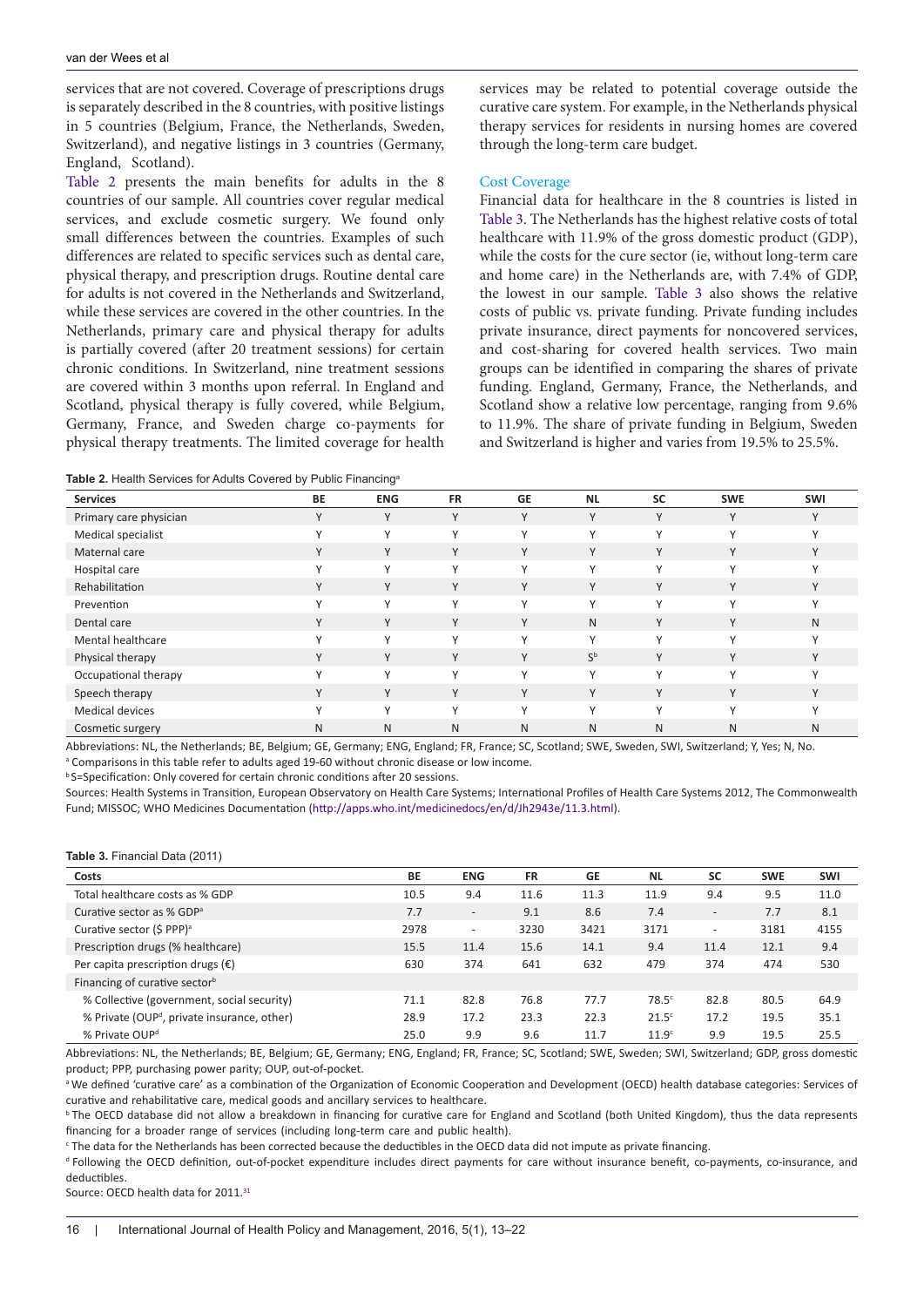services that are not covered. Coverage of prescriptions drugs is separately described in the 8 countries, with positive listings in 5 countries (Belgium, France, the Netherlands, Sweden, Switzerland), and negative listings in 3 countries (Germany, England, Scotland).

Table 2 presents the main benefits for adults in the 8 countries of our sample. All countries cover regular medical services, and exclude cosmetic surgery. We found only small differences between the countries. Examples of such differences are related to specific services such as dental care, physical therapy, and prescription drugs. Routine dental care for adults is not covered in the Netherlands and Switzerland, while these services are covered in the other countries. In the Netherlands, primary care and physical therapy for adults is partially covered (after 20 treatment sessions) for certain chronic conditions. In Switzerland, nine treatment sessions are covered within 3 months upon referral. In England and Scotland, physical therapy is fully covered, while Belgium, Germany, France, and Sweden charge co-payments for physical therapy treatments. The limited coverage for health services may be related to potential coverage outside the curative care system. For example, in the Netherlands physical therapy services for residents in nursing homes are covered through the long-term care budget.

### Cost Coverage

Financial data for healthcare in the 8 countries is listed in Table 3. The Netherlands has the highest relative costs of total healthcare with 11.9% of the gross domestic product (GDP), while the costs for the cure sector (ie, without long-term care and home care) in the Netherlands are, with 7.4% of GDP, the lowest in our sample. Table 3 also shows the relative costs of public vs. private funding. Private funding includes private insurance, direct payments for noncovered services, and cost-sharing for covered health services. Two main groups can be identified in comparing the shares of private funding. England, Germany, France, the Netherlands, and Scotland show a relative low percentage, ranging from 9.6% to 11.9%. The share of private funding in Belgium, Sweden and Switzerland is higher and varies from 19.5% to 25.5%.

**Table 2.** Health Services for Adults Covered by Public Financing[a]

| Services | BE | ENG | FR | GE | NL | SC | SWE | SWI |
|---|---|---|---|---|---|---|---|---|
| Primary care physician | Y | Y | Y | Y | Y | Y | Y | Y |
| Medical specialist | Y | Y | Y | Y | Y | Y | Y | Y |
| Maternal care | Y | Y | Y | Y | Y | Y | Y | Y |
| Hospital care | Y | Y | Y | Y | Y | Y | Y | Y |
| Rehabilitation | Y | Y | Y | Y | Y | Y | Y | Y |
| Prevention | Y | Y | Y | Y | Y | Y | Y | Y |
| Dental care | Y | Y | Y | Y | N | Y | Y | N |
| Mental healthcare | Y | Y | Y | Y | Y | Y | Y | Y |
| Physical therapy | Y | Y | Y | Y | S[b] | Y | Y | Y |
| Occupational therapy | Y | Y | Y | Y | Y | Y | Y | Y |
| Speech therapy | Y | Y | Y | Y | Y | Y | Y | Y |
| Medical devices | Y | Y | Y | Y | Y | Y | Y | Y |
| Cosmetic surgery | N | N | N | N | N | N | N | N |

Abbreviations: NL, the Netherlands; BE, Belgium; GE, Germany; ENG, England; FR, France; SC, Scotland; SWE, Sweden, SWI, Switzerland; Y, Yes; N, No.
[a] Comparisons in this table refer to adults aged 19-60 without chronic disease or low income.
[b] S=Specification: Only covered for certain chronic conditions after 20 sessions.
Sources: Health Systems in Transition, European Observatory on Health Care Systems; International Profiles of Health Care Systems 2012, The Commonwealth Fund; MISSOC; WHO Medicines Documentation (http://apps.who.int/medicinedocs/en/d/Jh2943e/11.3.html).

**Table 3.** Financial Data (2011)

| Costs | BE | ENG | FR | GE | NL | SC | SWE | SWI |
|---|---|---|---|---|---|---|---|---|
| Total healthcare costs as % GDP | 10.5 | 9.4 | 11.6 | 11.3 | 11.9 | 9.4 | 9.5 | 11.0 |
| Curative sector as % GDP[a] | 7.7 | - | 9.1 | 8.6 | 7.4 | - | 7.7 | 8.1 |
| Curative sector ($ PPP)[a] | 2978 | - | 3230 | 3421 | 3171 | - | 3181 | 4155 |
| Prescription drugs (% healthcare) | 15.5 | 11.4 | 15.6 | 14.1 | 9.4 | 11.4 | 12.1 | 9.4 |
| Per capita prescription drugs (€) | 630 | 374 | 641 | 632 | 479 | 374 | 474 | 530 |
| Financing of curative sector[b] | | | | | | | | |
| % Collective (government, social security) | 71.1 | 82.8 | 76.8 | 77.7 | 78.5[c] | 82.8 | 80.5 | 64.9 |
| % Private (OUP[d], private insurance, other) | 28.9 | 17.2 | 23.3 | 22.3 | 21.5[c] | 17.2 | 19.5 | 35.1 |
| % Private OUP[d] | 25.0 | 9.9 | 9.6 | 11.7 | 11.9[c] | 9.9 | 19.5 | 25.5 |

Abbreviations: NL, the Netherlands; BE, Belgium; GE, Germany; ENG, England; FR, France; SC, Scotland; SWE, Sweden; SWI, Switzerland; GDP, gross domestic product; PPP, purchasing power parity; OUP, out-of-pocket.
[a] We defined 'curative care' as a combination of the Organization of Economic Cooperation and Development (OECD) health database categories: Services of curative and rehabilitative care, medical goods and ancillary services to healthcare.
[b] The OECD database did not allow a breakdown in financing for curative care for England and Scotland (both United Kingdom), thus the data represents financing for a broader range of services (including long-term care and public health).
[c] The data for the Netherlands has been corrected because the deductibles in the OECD data did not impute as private financing.
[d] Following the OECD definition, out-of-pocket expenditure includes direct payments for care without insurance benefit, co-payments, co-insurance, and deductibles.
Source: OECD health data for 2011.[31]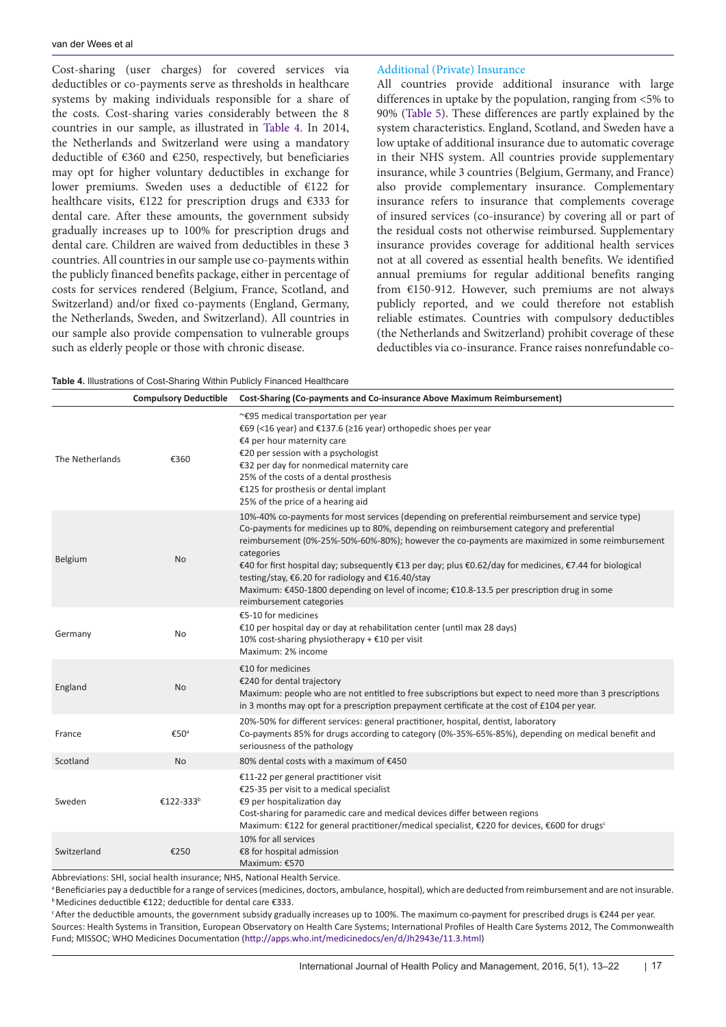Cost-sharing (user charges) for covered services via deductibles or co-payments serve as thresholds in healthcare systems by making individuals responsible for a share of the costs. Cost-sharing varies considerably between the 8 countries in our sample, as illustrated in Table 4. In 2014, the Netherlands and Switzerland were using a mandatory deductible of €360 and €250, respectively, but beneficiaries may opt for higher voluntary deductibles in exchange for lower premiums. Sweden uses a deductible of €122 for healthcare visits, €122 for prescription drugs and €333 for dental care. After these amounts, the government subsidy gradually increases up to 100% for prescription drugs and dental care. Children are waived from deductibles in these 3 countries. All countries in our sample use co-payments within the publicly financed benefits package, either in percentage of costs for services rendered (Belgium, France, Scotland, and Switzerland) and/or fixed co-payments (England, Germany, the Netherlands, Sweden, and Switzerland). All countries in our sample also provide compensation to vulnerable groups such as elderly people or those with chronic disease.

### Additional (Private) Insurance

All countries provide additional insurance with large differences in uptake by the population, ranging from <5% to 90% (Table 5). These differences are partly explained by the system characteristics. England, Scotland, and Sweden have a low uptake of additional insurance due to automatic coverage in their NHS system. All countries provide supplementary insurance, while 3 countries (Belgium, Germany, and France) also provide complementary insurance. Complementary insurance refers to insurance that complements coverage of insured services (co-insurance) by covering all or part of the residual costs not otherwise reimbursed. Supplementary insurance provides coverage for additional health services not at all covered as essential health benefits. We identified annual premiums for regular additional benefits ranging from €150-912. However, such premiums are not always publicly reported, and we could therefore not establish reliable estimates. Countries with compulsory deductibles (the Netherlands and Switzerland) prohibit coverage of these deductibles via co-insurance. France raises nonrefundable co-

**Table 4.** Illustrations of Cost-Sharing Within Publicly Financed Healthcare

| | Compulsory Deductible | Cost-Sharing (Co-payments and Co-insurance Above Maximum Reimbursement) |
|---|---|---|
| The Netherlands | €360 | ~€95 medical transportation per year<br>€69 (<16 year) and €137.6 (≥16 year) orthopedic shoes per year<br>€4 per hour maternity care<br>€20 per session with a psychologist<br>€32 per day for nonmedical maternity care<br>25% of the costs of a dental prosthesis<br>€125 for prosthesis or dental implant<br>25% of the price of a hearing aid |
| Belgium | No | 10%-40% co-payments for most services (depending on preferential reimbursement and service type)<br>Co-payments for medicines up to 80%, depending on reimbursement category and preferential reimbursement (0%-25%-50%-60%-80%); however the co-payments are maximized in some reimbursement categories<br>€40 for first hospital day; subsequently €13 per day; plus €0.62/day for medicines, €7.44 for biological testing/stay, €6.20 for radiology and €16.40/stay<br>Maximum: €450-1800 depending on level of income; €10.8-13.5 per prescription drug in some reimbursement categories |
| Germany | No | €5-10 for medicines<br>€10 per hospital day or day at rehabilitation center (until max 28 days)<br>10% cost-sharing physiotherapy + €10 per visit<br>Maximum: 2% income |
| England | No | €10 for medicines<br>€240 for dental trajectory<br>Maximum: people who are not entitled to free subscriptions but expect to need more than 3 prescriptions in 3 months may opt for a prescription prepayment certificate at the cost of £104 per year. |
| France | €50[a] | 20%-50% for different services: general practitioner, hospital, dentist, laboratory<br>Co-payments 85% for drugs according to category (0%-35%-65%-85%), depending on medical benefit and seriousness of the pathology |
| Scotland | No | 80% dental costs with a maximum of €450 |
| Sweden | €122-333[b] | €11-22 per general practitioner visit<br>€25-35 per visit to a medical specialist<br>€9 per hospitalization day<br>Cost-sharing for paramedic care and medical devices differ between regions<br>Maximum: €122 for general practitioner/medical specialist, €220 for devices, €600 for drugs[c] |
| Switzerland | €250 | 10% for all services<br>€8 for hospital admission<br>Maximum: €570 |

Abbreviations: SHI, social health insurance; NHS, National Health Service.

[a] Beneficiaries pay a deductible for a range of services (medicines, doctors, ambulance, hospital), which are deducted from reimbursement and are not insurable.

[b] Medicines deductible €122; deductible for dental care €333.

[c] After the deductible amounts, the government subsidy gradually increases up to 100%. The maximum co-payment for prescribed drugs is €244 per year.

Sources: Health Systems in Transition, European Observatory on Health Care Systems; International Profiles of Health Care Systems 2012, The Commonwealth Fund; MISSOC; WHO Medicines Documentation (http://apps.who.int/medicinedocs/en/d/Jh2943e/11.3.html)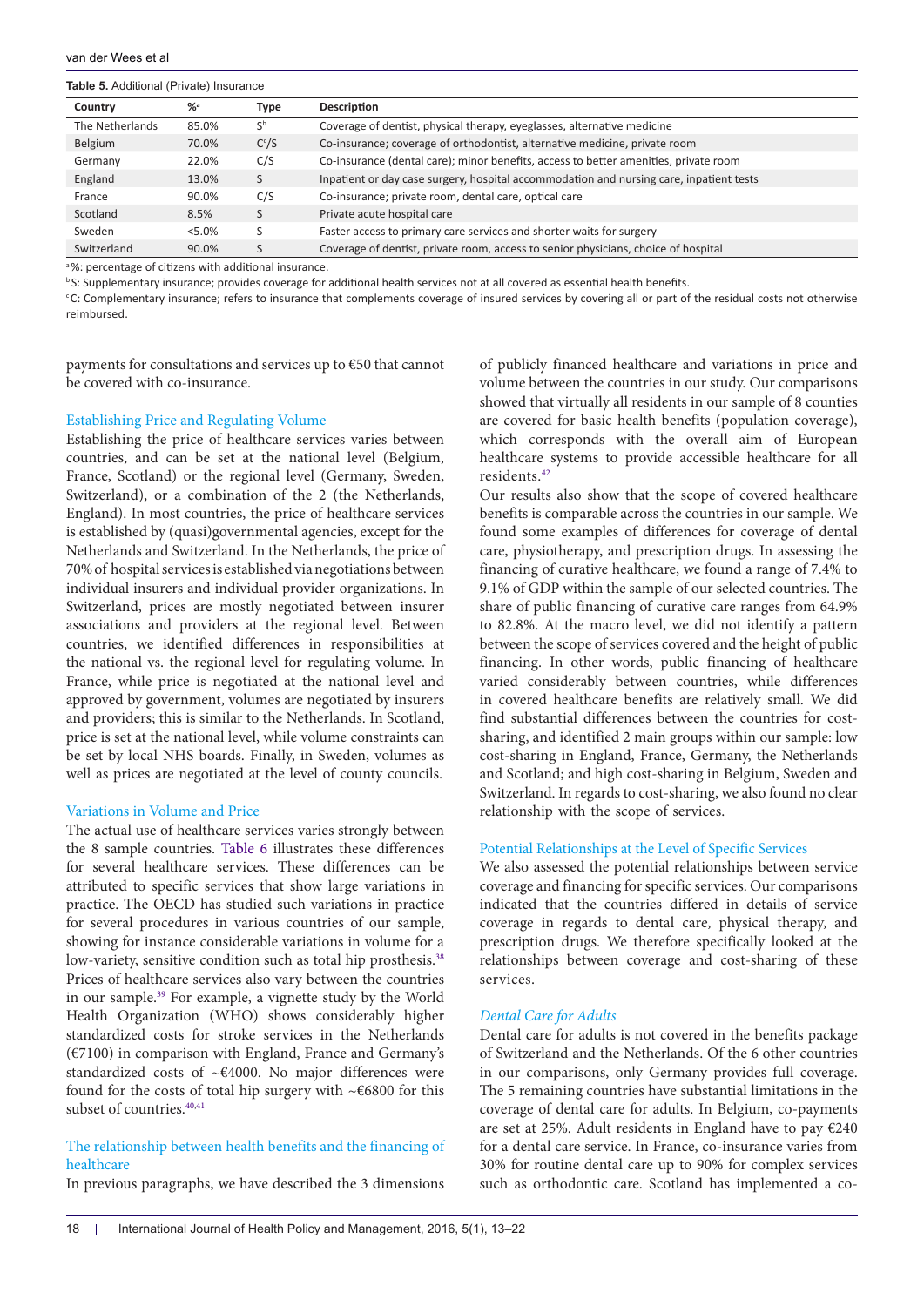**Table 5.** Additional (Private) Insurance

| Country | %[a] | Type | Description |
|---|---|---|---|
| The Netherlands | 85.0% | S[b] | Coverage of dentist, physical therapy, eyeglasses, alternative medicine |
| Belgium | 70.0% | C[c]/S | Co-insurance; coverage of orthodontist, alternative medicine, private room |
| Germany | 22.0% | C/S | Co-insurance (dental care); minor benefits, access to better amenities, private room |
| England | 13.0% | S | Inpatient or day case surgery, hospital accommodation and nursing care, inpatient tests |
| France | 90.0% | C/S | Co-insurance; private room, dental care, optical care |
| Scotland | 8.5% | S | Private acute hospital care |
| Sweden | <5.0% | S | Faster access to primary care services and shorter waits for surgery |
| Switzerland | 90.0% | S | Coverage of dentist, private room, access to senior physicians, choice of hospital |

[a] %: percentage of citizens with additional insurance.

[b] S: Supplementary insurance; provides coverage for additional health services not at all covered as essential health benefits.

[c] C: Complementary insurance; refers to insurance that complements coverage of insured services by covering all or part of the residual costs not otherwise reimbursed.

payments for consultations and services up to €50 that cannot be covered with co-insurance.

### Establishing Price and Regulating Volume

Establishing the price of healthcare services varies between countries, and can be set at the national level (Belgium, France, Scotland) or the regional level (Germany, Sweden, Switzerland), or a combination of the 2 (the Netherlands, England). In most countries, the price of healthcare services is established by (quasi)governmental agencies, except for the Netherlands and Switzerland. In the Netherlands, the price of 70% of hospital services is established via negotiations between individual insurers and individual provider organizations. In Switzerland, prices are mostly negotiated between insurer associations and providers at the regional level. Between countries, we identified differences in responsibilities at the national vs. the regional level for regulating volume. In France, while price is negotiated at the national level and approved by government, volumes are negotiated by insurers and providers; this is similar to the Netherlands. In Scotland, price is set at the national level, while volume constraints can be set by local NHS boards. Finally, in Sweden, volumes as well as prices are negotiated at the level of county councils.

### Variations in Volume and Price

The actual use of healthcare services varies strongly between the 8 sample countries. Table 6 illustrates these differences for several healthcare services. These differences can be attributed to specific services that show large variations in practice. The OECD has studied such variations in practice for several procedures in various countries of our sample, showing for instance considerable variations in volume for a low-variety, sensitive condition such as total hip prosthesis.[38] Prices of healthcare services also vary between the countries in our sample.[39] For example, a vignette study by the World Health Organization (WHO) shows considerably higher standardized costs for stroke services in the Netherlands (€7100) in comparison with England, France and Germany's standardized costs of ~€4000. No major differences were found for the costs of total hip surgery with ~€6800 for this subset of countries.[40,41]

## The relationship between health benefits and the financing of healthcare

In previous paragraphs, we have described the 3 dimensions of publicly financed healthcare and variations in price and volume between the countries in our study. Our comparisons showed that virtually all residents in our sample of 8 counties are covered for basic health benefits (population coverage), which corresponds with the overall aim of European healthcare systems to provide accessible healthcare for all residents.[42]

Our results also show that the scope of covered healthcare benefits is comparable across the countries in our sample. We found some examples of differences for coverage of dental care, physiotherapy, and prescription drugs. In assessing the financing of curative healthcare, we found a range of 7.4% to 9.1% of GDP within the sample of our selected countries. The share of public financing of curative care ranges from 64.9% to 82.8%. At the macro level, we did not identify a pattern between the scope of services covered and the height of public financing. In other words, public financing of healthcare varied considerably between countries, while differences in covered healthcare benefits are relatively small. We did find substantial differences between the countries for cost-sharing, and identified 2 main groups within our sample: low cost-sharing in England, France, Germany, the Netherlands and Scotland; and high cost-sharing in Belgium, Sweden and Switzerland. In regards to cost-sharing, we also found no clear relationship with the scope of services.

### Potential Relationships at the Level of Specific Services

We also assessed the potential relationships between service coverage and financing for specific services. Our comparisons indicated that the countries differed in details of service coverage in regards to dental care, physical therapy, and prescription drugs. We therefore specifically looked at the relationships between coverage and cost-sharing of these services.

#### *Dental Care for Adults*

Dental care for adults is not covered in the benefits package of Switzerland and the Netherlands. Of the 6 other countries in our comparisons, only Germany provides full coverage. The 5 remaining countries have substantial limitations in the coverage of dental care for adults. In Belgium, co-payments are set at 25%. Adult residents in England have to pay €240 for a dental care service. In France, co-insurance varies from 30% for routine dental care up to 90% for complex services such as orthodontic care. Scotland has implemented a co-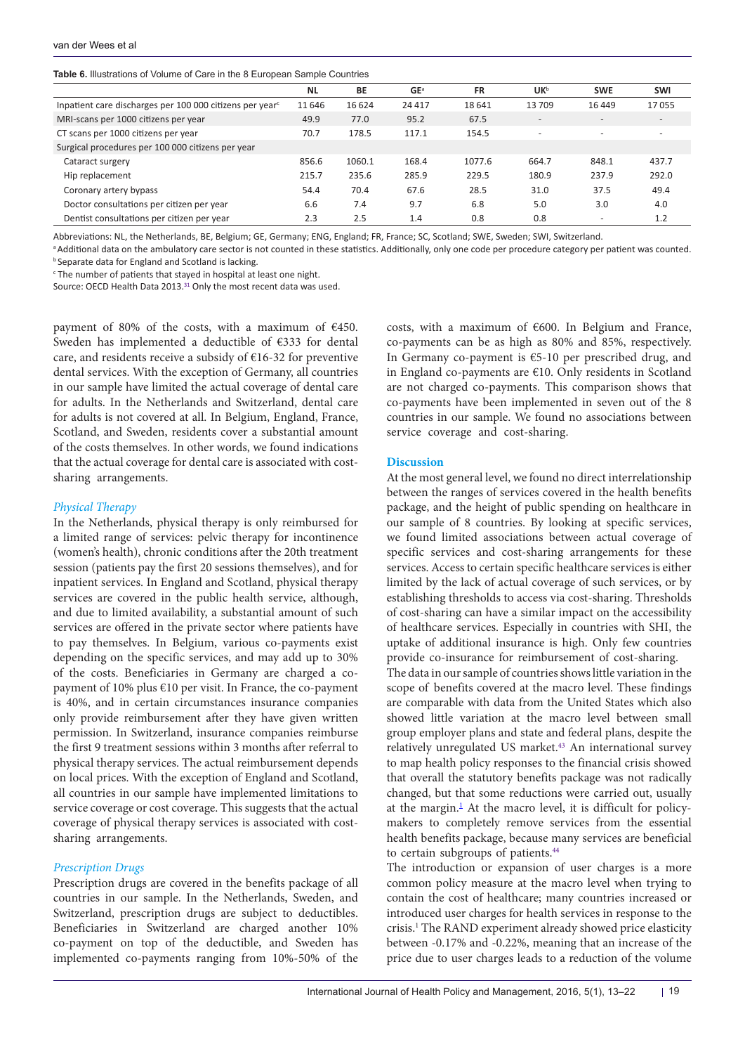**Table 6.** Illustrations of Volume of Care in the 8 European Sample Countries

| | NL | BE | GE[a] | FR | UK[b] | SWE | SWI |
|---|---|---|---|---|---|---|---|
| Inpatient care discharges per 100 000 citizens per year[c] | 11 646 | 16 624 | 24 417 | 18 641 | 13 709 | 16 449 | 17 055 |
| MRI-scans per 1000 citizens per year | 49.9 | 77.0 | 95.2 | 67.5 | - | - | - |
| CT scans per 1000 citizens per year | 70.7 | 178.5 | 117.1 | 154.5 | - | - | - |
| Surgical procedures per 100 000 citizens per year | | | | | | | |
| Cataract surgery | 856.6 | 1060.1 | 168.4 | 1077.6 | 664.7 | 848.1 | 437.7 |
| Hip replacement | 215.7 | 235.6 | 285.9 | 229.5 | 180.9 | 237.9 | 292.0 |
| Coronary artery bypass | 54.4 | 70.4 | 67.6 | 28.5 | 31.0 | 37.5 | 49.4 |
| Doctor consultations per citizen per year | 6.6 | 7.4 | 9.7 | 6.8 | 5.0 | 3.0 | 4.0 |
| Dentist consultations per citizen per year | 2.3 | 2.5 | 1.4 | 0.8 | 0.8 | - | 1.2 |

Abbreviations: NL, the Netherlands, BE, Belgium; GE, Germany; ENG, England; FR, France; SC, Scotland; SWE, Sweden; SWI, Switzerland.
[a] Additional data on the ambulatory care sector is not counted in these statistics. Additionally, only one code per procedure category per patient was counted.
[b] Separate data for England and Scotland is lacking.
[c] The number of patients that stayed in hospital at least one night.
Source: OECD Health Data 2013.[31] Only the most recent data was used.

payment of 80% of the costs, with a maximum of €450. Sweden has implemented a deductible of €333 for dental care, and residents receive a subsidy of €16-32 for preventive dental services. With the exception of Germany, all countries in our sample have limited the actual coverage of dental care for adults. In the Netherlands and Switzerland, dental care for adults is not covered at all. In Belgium, England, France, Scotland, and Sweden, residents cover a substantial amount of the costs themselves. In other words, we found indications that the actual coverage for dental care is associated with cost-sharing arrangements.

### *Physical Therapy*

In the Netherlands, physical therapy is only reimbursed for a limited range of services: pelvic therapy for incontinence (women's health), chronic conditions after the 20th treatment session (patients pay the first 20 sessions themselves), and for inpatient services. In England and Scotland, physical therapy services are covered in the public health service, although, and due to limited availability, a substantial amount of such services are offered in the private sector where patients have to pay themselves. In Belgium, various co-payments exist depending on the specific services, and may add up to 30% of the costs. Beneficiaries in Germany are charged a co-payment of 10% plus €10 per visit. In France, the co-payment is 40%, and in certain circumstances insurance companies only provide reimbursement after they have given written permission. In Switzerland, insurance companies reimburse the first 9 treatment sessions within 3 months after referral to physical therapy services. The actual reimbursement depends on local prices. With the exception of England and Scotland, all countries in our sample have implemented limitations to service coverage or cost coverage. This suggests that the actual coverage of physical therapy services is associated with cost-sharing arrangements.

### *Prescription Drugs*

Prescription drugs are covered in the benefits package of all countries in our sample. In the Netherlands, Sweden, and Switzerland, prescription drugs are subject to deductibles. Beneficiaries in Switzerland are charged another 10% co-payment on top of the deductible, and Sweden has implemented co-payments ranging from 10%-50% of the costs, with a maximum of €600. In Belgium and France, co-payments can be as high as 80% and 85%, respectively. In Germany co-payment is €5-10 per prescribed drug, and in England co-payments are €10. Only residents in Scotland are not charged co-payments. This comparison shows that co-payments have been implemented in seven out of the 8 countries in our sample. We found no associations between service coverage and cost-sharing.

## Discussion

At the most general level, we found no direct interrelationship between the ranges of services covered in the health benefits package, and the height of public spending on healthcare in our sample of 8 countries. By looking at specific services, we found limited associations between actual coverage of specific services and cost-sharing arrangements for these services. Access to certain specific healthcare services is either limited by the lack of actual coverage of such services, or by establishing thresholds to access via cost-sharing. Thresholds of cost-sharing can have a similar impact on the accessibility of healthcare services. Especially in countries with SHI, the uptake of additional insurance is high. Only few countries provide co-insurance for reimbursement of cost-sharing.

The data in our sample of countries shows little variation in the scope of benefits covered at the macro level. These findings are comparable with data from the United States which also showed little variation at the macro level between small group employer plans and state and federal plans, despite the relatively unregulated US market.[43] An international survey to map health policy responses to the financial crisis showed that overall the statutory benefits package was not radically changed, but that some reductions were carried out, usually at the margin.[1] At the macro level, it is difficult for policy-makers to completely remove services from the essential health benefits package, because many services are beneficial to certain subgroups of patients.[44]

The introduction or expansion of user charges is a more common policy measure at the macro level when trying to contain the cost of healthcare; many countries increased or introduced user charges for health services in response to the crisis.[1] The RAND experiment already showed price elasticity between -0.17% and -0.22%, meaning that an increase of the price due to user charges leads to a reduction of the volume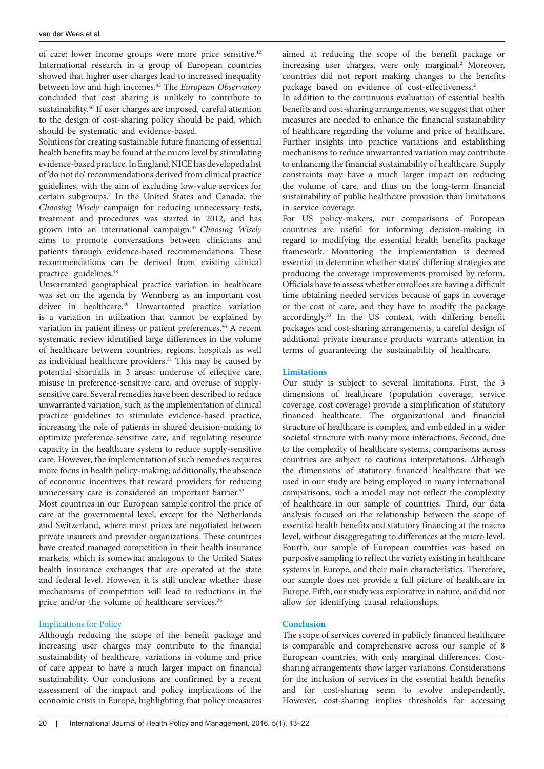of care; lower income groups were more price sensitive.[12] International research in a group of European countries showed that higher user charges lead to increased inequality between low and high incomes.[45] The *European Observatory* concluded that cost sharing is unlikely to contribute to sustainability.[46] If user charges are imposed, careful attention to the design of cost-sharing policy should be paid, which should be systematic and evidence-based.

Solutions for creating sustainable future financing of essential health benefits may be found at the micro level by stimulating evidence-based practice. In England, NICE has developed a list of 'do not do' recommendations derived from clinical practice guidelines, with the aim of excluding low-value services for certain subgroups.[7] In the United States and Canada, the *Choosing Wisely* campaign for reducing unnecessary tests, treatment and procedures was started in 2012, and has grown into an international campaign.[47] *Choosing Wisely* aims to promote conversations between clinicians and patients through evidence-based recommendations. These recommendations can be derived from existing clinical practice guidelines.[48]

Unwarranted geographical practice variation in healthcare was set on the agenda by Wennberg as an important cost driver in healthcare.[49] Unwarranted practice variation is a variation in utilization that cannot be explained by variation in patient illness or patient preferences.[50] A recent systematic review identified large differences in the volume of healthcare between countries, regions, hospitals as well as individual healthcare providers.[51] This may be caused by potential shortfalls in 3 areas: underuse of effective care, misuse in preference-sensitive care, and overuse of supply-sensitive care. Several remedies have been described to reduce unwarranted variation, such as the implementation of clinical practice guidelines to stimulate evidence-based practice, increasing the role of patients in shared decision-making to optimize preference-sensitive care, and regulating resource capacity in the healthcare system to reduce supply-sensitive care. However, the implementation of such remedies requires more focus in health policy-making; additionally, the absence of economic incentives that reward providers for reducing unnecessary care is considered an important barrier.[52]

Most countries in our European sample control the price of care at the governmental level, except for the Netherlands and Switzerland, where most prices are negotiated between private insurers and provider organizations. These countries have created managed competition in their health insurance markets, which is somewhat analogous to the United States health insurance exchanges that are operated at the state and federal level. However, it is still unclear whether these mechanisms of competition will lead to reductions in the price and/or the volume of healthcare services.[36]

### Implications for Policy

Although reducing the scope of the benefit package and increasing user charges may contribute to the financial sustainability of healthcare, variations in volume and price of care appear to have a much larger impact on financial sustainability. Our conclusions are confirmed by a recent assessment of the impact and policy implications of the economic crisis in Europe, highlighting that policy measures aimed at reducing the scope of the benefit package or increasing user charges, were only marginal.[2] Moreover, countries did not report making changes to the benefits package based on evidence of cost-effectiveness.[2]

In addition to the continuous evaluation of essential health benefits and cost-sharing arrangements, we suggest that other measures are needed to enhance the financial sustainability of healthcare regarding the volume and price of healthcare. Further insights into practice variations and establishing mechanisms to reduce unwarranted variation may contribute to enhancing the financial sustainability of healthcare. Supply constraints may have a much larger impact on reducing the volume of care, and thus on the long-term financial sustainability of public healthcare provision than limitations in service coverage.

For US policy-makers, our comparisons of European countries are useful for informing decision-making in regard to modifying the essential health benefits package framework. Monitoring the implementation is deemed essential to determine whether states' differing strategies are producing the coverage improvements promised by reform. Officials have to assess whether enrollees are having a difficult time obtaining needed services because of gaps in coverage or the cost of care, and they have to modify the package accordingly.[53] In the US context, with differing benefit packages and cost-sharing arrangements, a careful design of additional private insurance products warrants attention in terms of guaranteeing the sustainability of healthcare.

## Limitations

Our study is subject to several limitations. First, the 3 dimensions of healthcare (population coverage, service coverage, cost coverage) provide a simplification of statutory financed healthcare. The organizational and financial structure of healthcare is complex, and embedded in a wider societal structure with many more interactions. Second, due to the complexity of healthcare systems, comparisons across countries are subject to cautious interpretations. Although the dimensions of statutory financed healthcare that we used in our study are being employed in many international comparisons, such a model may not reflect the complexity of healthcare in our sample of countries. Third, our data analysis focused on the relationship between the scope of essential health benefits and statutory financing at the macro level, without disaggregating to differences at the micro level. Fourth, our sample of European countries was based on purposive sampling to reflect the variety existing in healthcare systems in Europe, and their main characteristics. Therefore, our sample does not provide a full picture of healthcare in Europe. Fifth, our study was explorative in nature, and did not allow for identifying causal relationships.

## Conclusion

The scope of services covered in publicly financed healthcare is comparable and comprehensive across our sample of 8 European countries, with only marginal differences. Cost-sharing arrangements show larger variations. Considerations for the inclusion of services in the essential health benefits and for cost-sharing seem to evolve independently. However, cost-sharing implies thresholds for accessing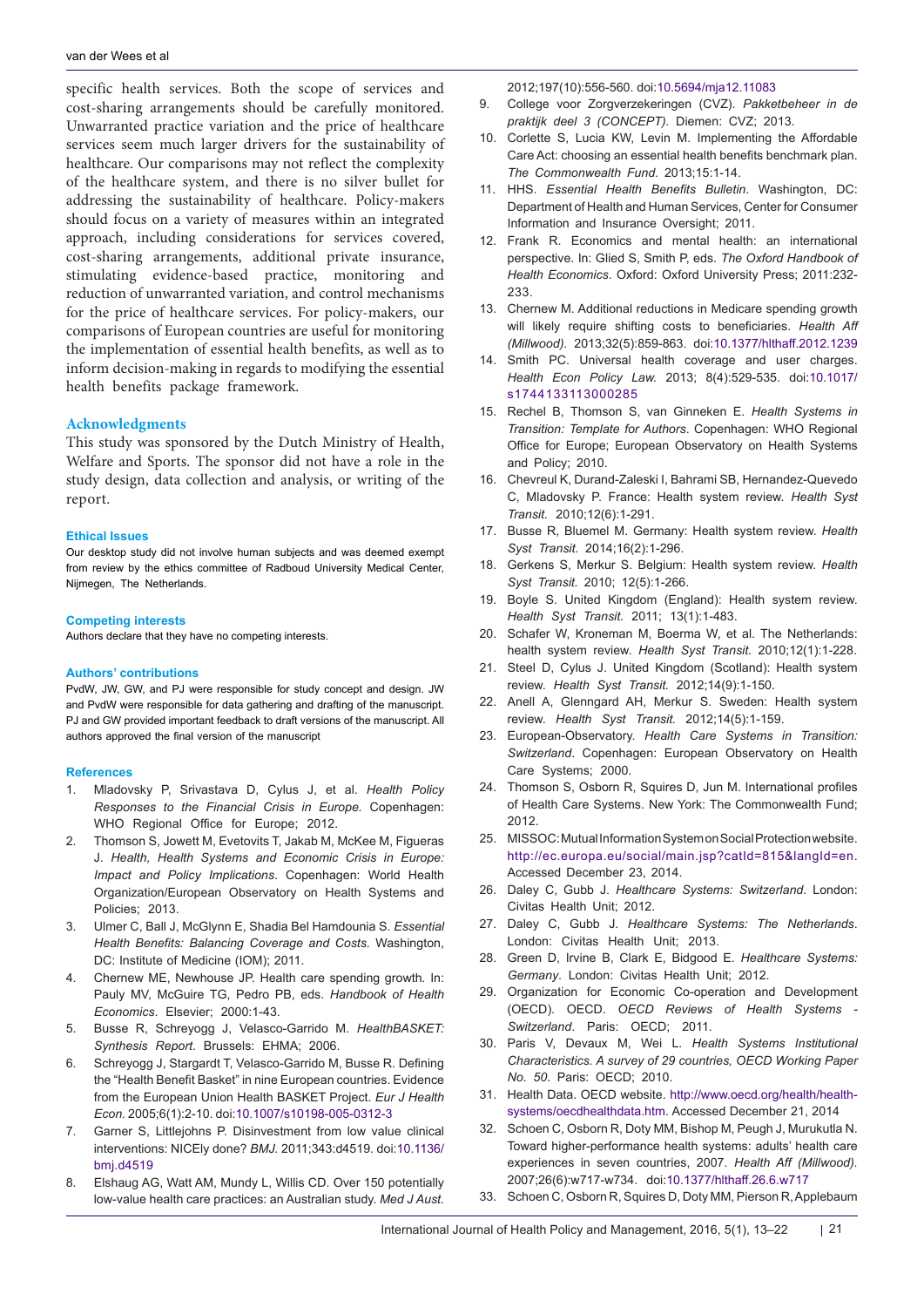specific health services. Both the scope of services and cost-sharing arrangements should be carefully monitored. Unwarranted practice variation and the price of healthcare services seem much larger drivers for the sustainability of healthcare. Our comparisons may not reflect the complexity of the healthcare system, and there is no silver bullet for addressing the sustainability of healthcare. Policy-makers should focus on a variety of measures within an integrated approach, including considerations for services covered, cost-sharing arrangements, additional private insurance, stimulating evidence-based practice, monitoring and reduction of unwarranted variation, and control mechanisms for the price of healthcare services. For policy-makers, our comparisons of European countries are useful for monitoring the implementation of essential health benefits, as well as to inform decision-making in regards to modifying the essential health benefits package framework.

## Acknowledgments

This study was sponsored by the Dutch Ministry of Health, Welfare and Sports. The sponsor did not have a role in the study design, data collection and analysis, or writing of the report.

### Ethical Issues

Our desktop study did not involve human subjects and was deemed exempt from review by the ethics committee of Radboud University Medical Center, Nijmegen, The Netherlands.

### Competing interests

Authors declare that they have no competing interests.

### Authors' contributions

PvdW, JW, GW, and PJ were responsible for study concept and design. JW and PvdW were responsible for data gathering and drafting of the manuscript. PJ and GW provided important feedback to draft versions of the manuscript. All authors approved the final version of the manuscript

### References

1. Mladovsky P, Srivastava D, Cylus J, et al. *Health Policy Responses to the Financial Crisis in Europe.* Copenhagen: WHO Regional Office for Europe; 2012.
2. Thomson S, Jowett M, Evetovits T, Jakab M, McKee M, Figueras J. *Health, Health Systems and Economic Crisis in Europe: Impact and Policy Implications*. Copenhagen: World Health Organization/European Observatory on Health Systems and Policies; 2013.
3. Ulmer C, Ball J, McGlynn E, Shadia Bel Hamdounia S. *Essential Health Benefits: Balancing Coverage and Costs.* Washington, DC: Institute of Medicine (IOM); 2011.
4. Chernew ME, Newhouse JP. Health care spending growth. In: Pauly MV, McGuire TG, Pedro PB, eds. *Handbook of Health Economics*. Elsevier; 2000:1-43.
5. Busse R, Schreyogg J, Velasco-Garrido M. *HealthBASKET: Synthesis Report*. Brussels: EHMA; 2006.
6. Schreyogg J, Stargardt T, Velasco-Garrido M, Busse R. Defining the "Health Benefit Basket" in nine European countries. Evidence from the European Union Health BASKET Project. *Eur J Health Econ.* 2005;6(1):2-10. doi:10.1007/s10198-005-0312-3
7. Garner S, Littlejohns P. Disinvestment from low value clinical interventions: NICEly done? *BMJ.* 2011;343:d4519. doi:10.1136/bmj.d4519
8. Elshaug AG, Watt AM, Mundy L, Willis CD. Over 150 potentially low-value health care practices: an Australian study. *Med J Aust.* 2012;197(10):556-560. doi:10.5694/mja12.11083
9. College voor Zorgverzekeringen (CVZ). *Pakketbeheer in de praktijk deel 3 (CONCEPT).* Diemen: CVZ; 2013.
10. Corlette S, Lucia KW, Levin M. Implementing the Affordable Care Act: choosing an essential health benefits benchmark plan. *The Commonwealth Fund.* 2013;15:1-14.
11. HHS. *Essential Health Benefits Bulletin.* Washington, DC: Department of Health and Human Services, Center for Consumer Information and Insurance Oversight; 2011.
12. Frank R. Economics and mental health: an international perspective. In: Glied S, Smith P, eds. *The Oxford Handbook of Health Economics*. Oxford: Oxford University Press; 2011:232-233.
13. Chernew M. Additional reductions in Medicare spending growth will likely require shifting costs to beneficiaries. *Health Aff (Millwood).* 2013;32(5):859-863. doi:10.1377/hlthaff.2012.1239
14. Smith PC. Universal health coverage and user charges. *Health Econ Policy Law.* 2013; 8(4):529-535. doi:10.1017/s1744133113000285
15. Rechel B, Thomson S, van Ginneken E. *Health Systems in Transition: Template for Authors*. Copenhagen: WHO Regional Office for Europe; European Observatory on Health Systems and Policy; 2010.
16. Chevreul K, Durand-Zaleski I, Bahrami SB, Hernandez-Quevedo C, Mladovsky P. France: Health system review. *Health Syst Transit.* 2010;12(6):1-291.
17. Busse R, Bluemel M. Germany: Health system review. *Health Syst Transit.* 2014;16(2):1-296.
18. Gerkens S, Merkur S. Belgium: Health system review. *Health Syst Transit.* 2010; 12(5):1-266.
19. Boyle S. United Kingdom (England): Health system review. *Health Syst Transit.* 2011; 13(1):1-483.
20. Schafer W, Kroneman M, Boerma W, et al. The Netherlands: health system review. *Health Syst Transit.* 2010;12(1):1-228.
21. Steel D, Cylus J. United Kingdom (Scotland): Health system review. *Health Syst Transit.* 2012;14(9):1-150.
22. Anell A, Glenngard AH, Merkur S. Sweden: Health system review. *Health Syst Transit.* 2012;14(5):1-159.
23. European-Observatory. *Health Care Systems in Transition: Switzerland*. Copenhagen: European Observatory on Health Care Systems; 2000.
24. Thomson S, Osborn R, Squires D, Jun M. International profiles of Health Care Systems. New York: The Commonwealth Fund; 2012.
25. MISSOC: Mutual Information System on Social Protection website. http://ec.europa.eu/social/main.jsp?catId=815&langId=en. Accessed December 23, 2014.
26. Daley C, Gubb J. *Healthcare Systems: Switzerland*. London: Civitas Health Unit; 2012.
27. Daley C, Gubb J. *Healthcare Systems: The Netherlands*. London: Civitas Health Unit; 2013.
28. Green D, Irvine B, Clark E, Bidgood E. *Healthcare Systems: Germany*. London: Civitas Health Unit; 2012.
29. Organization for Economic Co-operation and Development (OECD). OECD. *OECD Reviews of Health Systems - Switzerland*. Paris: OECD; 2011.
30. Paris V, Devaux M, Wei L. *Health Systems Institutional Characteristics. A survey of 29 countries, OECD Working Paper No. 50*. Paris: OECD; 2010.
31. Health Data. OECD website. http://www.oecd.org/health/health-systems/oecdhealthdata.htm. Accessed December 21, 2014
32. Schoen C, Osborn R, Doty MM, Bishop M, Peugh J, Murukutla N. Toward higher-performance health systems: adults' health care experiences in seven countries, 2007. *Health Aff (Millwood).* 2007;26(6):w717-w734. doi:10.1377/hlthaff.26.6.w717
33. Schoen C, Osborn R, Squires D, Doty MM, Pierson R, Applebaum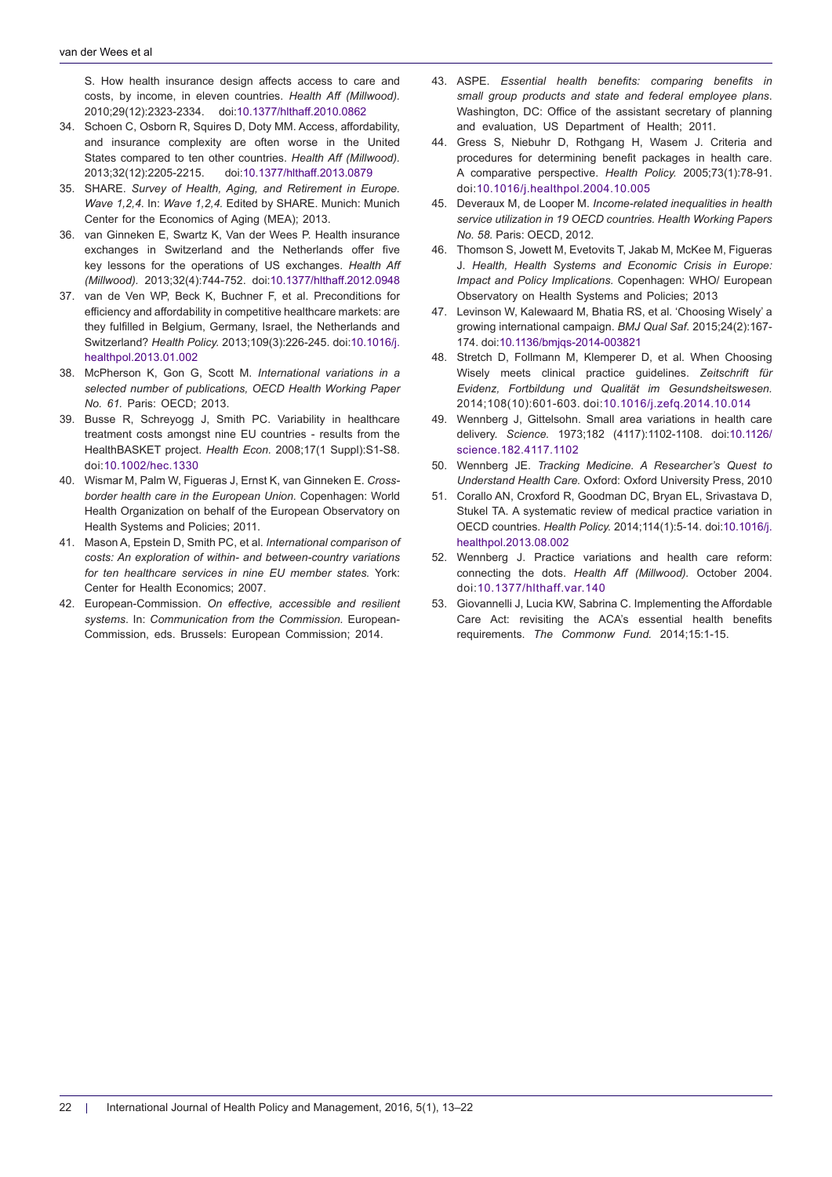S. How health insurance design affects access to care and costs, by income, in eleven countries. *Health Aff (Millwood).* 2010;29(12):2323-2334. doi:10.1377/hlthaff.2010.0862

34. Schoen C, Osborn R, Squires D, Doty MM. Access, affordability, and insurance complexity are often worse in the United States compared to ten other countries. *Health Aff (Millwood).* 2013;32(12):2205-2215. doi:10.1377/hlthaff.2013.0879
35. SHARE. *Survey of Health, Aging, and Retirement in Europe. Wave 1,2,4.* In: *Wave 1,2,4.* Edited by SHARE. Munich: Munich Center for the Economics of Aging (MEA); 2013.
36. van Ginneken E, Swartz K, Van der Wees P. Health insurance exchanges in Switzerland and the Netherlands offer five key lessons for the operations of US exchanges. *Health Aff (Millwood).* 2013;32(4):744-752. doi:10.1377/hlthaff.2012.0948
37. van de Ven WP, Beck K, Buchner F, et al. Preconditions for efficiency and affordability in competitive healthcare markets: are they fulfilled in Belgium, Germany, Israel, the Netherlands and Switzerland? *Health Policy.* 2013;109(3):226-245. doi:10.1016/j.healthpol.2013.01.002
38. McPherson K, Gon G, Scott M. *International variations in a selected number of publications, OECD Health Working Paper No. 61.* Paris: OECD; 2013.
39. Busse R, Schreyogg J, Smith PC. Variability in healthcare treatment costs amongst nine EU countries - results from the HealthBASKET project. *Health Econ.* 2008;17(1 Suppl):S1-S8. doi:10.1002/hec.1330
40. Wismar M, Palm W, Figueras J, Ernst K, van Ginneken E. *Cross-border health care in the European Union.* Copenhagen: World Health Organization on behalf of the European Observatory on Health Systems and Policies; 2011.
41. Mason A, Epstein D, Smith PC, et al. *International comparison of costs: An exploration of within- and between-country variations for ten healthcare services in nine EU member states.* York: Center for Health Economics; 2007.
42. European-Commission. *On effective, accessible and resilient systems*. In: *Communication from the Commission.* European-Commission, eds. Brussels: European Commission; 2014.
43. ASPE. *Essential health benefits: comparing benefits in small group products and state and federal employee plans*. Washington, DC: Office of the assistant secretary of planning and evaluation, US Department of Health; 2011.
44. Gress S, Niebuhr D, Rothgang H, Wasem J. Criteria and procedures for determining benefit packages in health care. A comparative perspective. *Health Policy.* 2005;73(1):78-91. doi:10.1016/j.healthpol.2004.10.005
45. Deveraux M, de Looper M. *Income-related inequalities in health service utilization in 19 OECD countries. Health Working Papers No. 58.* Paris: OECD, 2012.
46. Thomson S, Jowett M, Evetovits T, Jakab M, McKee M, Figueras J. *Health, Health Systems and Economic Crisis in Europe: Impact and Policy Implications.* Copenhagen: WHO/ European Observatory on Health Systems and Policies; 2013
47. Levinson W, Kalewaard M, Bhatia RS, et al. 'Choosing Wisely' a growing international campaign. *BMJ Qual Saf.* 2015;24(2):167-174. doi:10.1136/bmjqs-2014-003821
48. Stretch D, Follmann M, Klemperer D, et al. When Choosing Wisely meets clinical practice guidelines. *Zeitschrift für Evidenz, Fortbildung und Qualität im Gesundsheitswesen.* 2014;108(10):601-603. doi:10.1016/j.zefq.2014.10.014
49. Wennberg J, Gittelsohn. Small area variations in health care delivery. *Science.* 1973;182 (4117):1102-1108. doi:10.1126/science.182.4117.1102
50. Wennberg JE. *Tracking Medicine. A Researcher's Quest to Understand Health Care.* Oxford: Oxford University Press, 2010
51. Corallo AN, Croxford R, Goodman DC, Bryan EL, Srivastava D, Stukel TA. A systematic review of medical practice variation in OECD countries. *Health Policy.* 2014;114(1):5-14. doi:10.1016/j.healthpol.2013.08.002
52. Wennberg J. Practice variations and health care reform: connecting the dots. *Health Aff (Millwood).* October 2004. doi:10.1377/hlthaff.var.140
53. Giovannelli J, Lucia KW, Sabrina C. Implementing the Affordable Care Act: revisiting the ACA's essential health benefits requirements. *The Commonw Fund.* 2014;15:1-15.